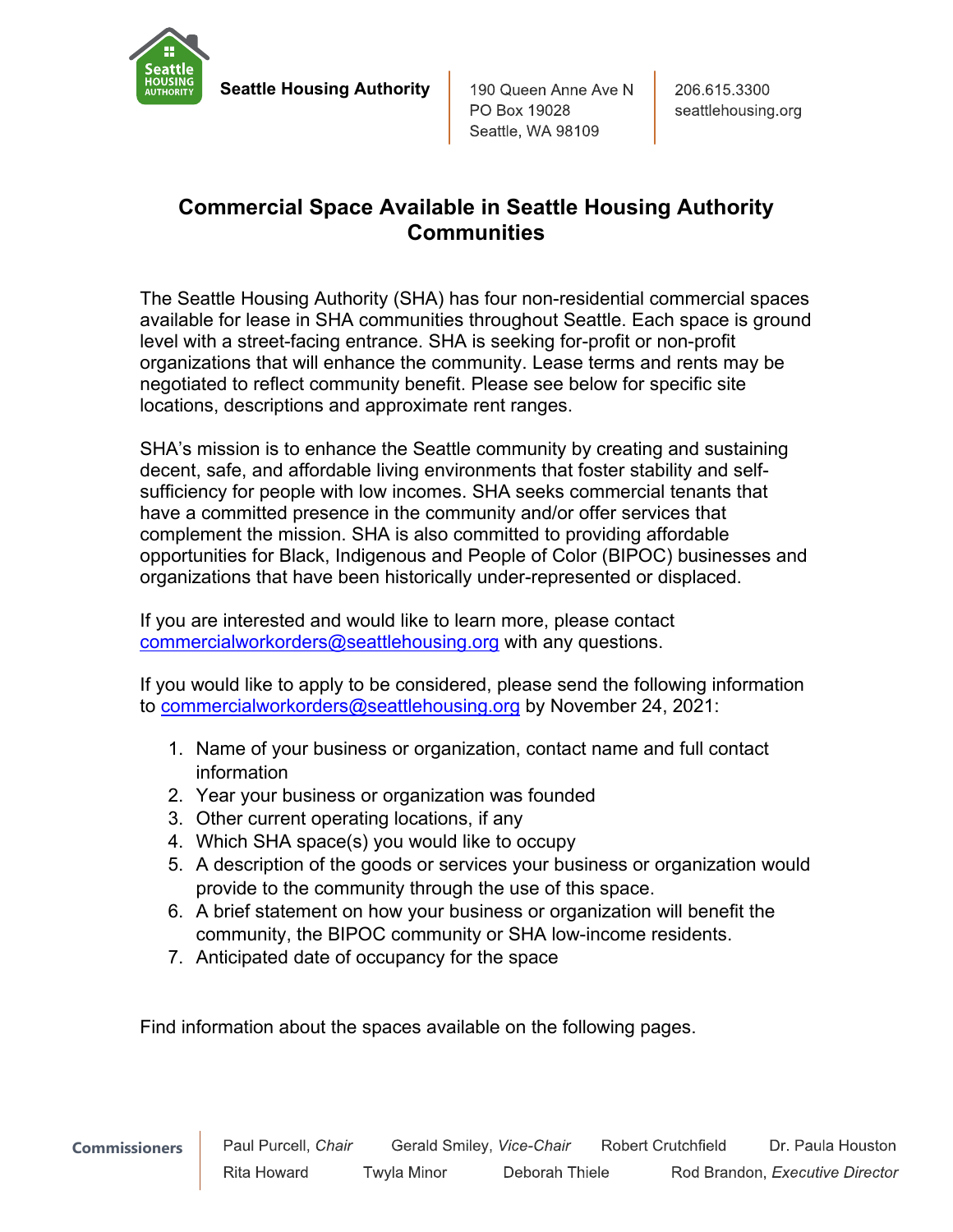Seattle Housing Authority

190 Queen Anne Ave N
PO Box 19028
Seattle, WA 98109

206.615.3300
seattlehousing.org

# Commercial Space Available in Seattle Housing Authority Communities

The Seattle Housing Authority (SHA) has four non-residential commercial spaces available for lease in SHA communities throughout Seattle. Each space is ground level with a street-facing entrance. SHA is seeking for-profit or non-profit organizations that will enhance the community. Lease terms and rents may be negotiated to reflect community benefit. Please see below for specific site locations, descriptions and approximate rent ranges.

SHA's mission is to enhance the Seattle community by creating and sustaining decent, safe, and affordable living environments that foster stability and self-sufficiency for people with low incomes. SHA seeks commercial tenants that have a committed presence in the community and/or offer services that complement the mission. SHA is also committed to providing affordable opportunities for Black, Indigenous and People of Color (BIPOC) businesses and organizations that have been historically under-represented or displaced.

If you are interested and would like to learn more, please contact commercialworkorders@seattlehousing.org with any questions.

If you would like to apply to be considered, please send the following information to commercialworkorders@seattlehousing.org by November 24, 2021:

1. Name of your business or organization, contact name and full contact information
2. Year your business or organization was founded
3. Other current operating locations, if any
4. Which SHA space(s) you would like to occupy
5. A description of the goods or services your business or organization would provide to the community through the use of this space.
6. A brief statement on how your business or organization will benefit the community, the BIPOC community or SHA low-income residents.
7. Anticipated date of occupancy for the space

Find information about the spaces available on the following pages.

**Commissioners**

Paul Purcell, *Chair* | Gerald Smiley, *Vice-Chair* | Robert Crutchfield | Dr. Paula Houston | Rita Howard | Twyla Minor | Deborah Thiele | Rod Brandon, *Executive Director*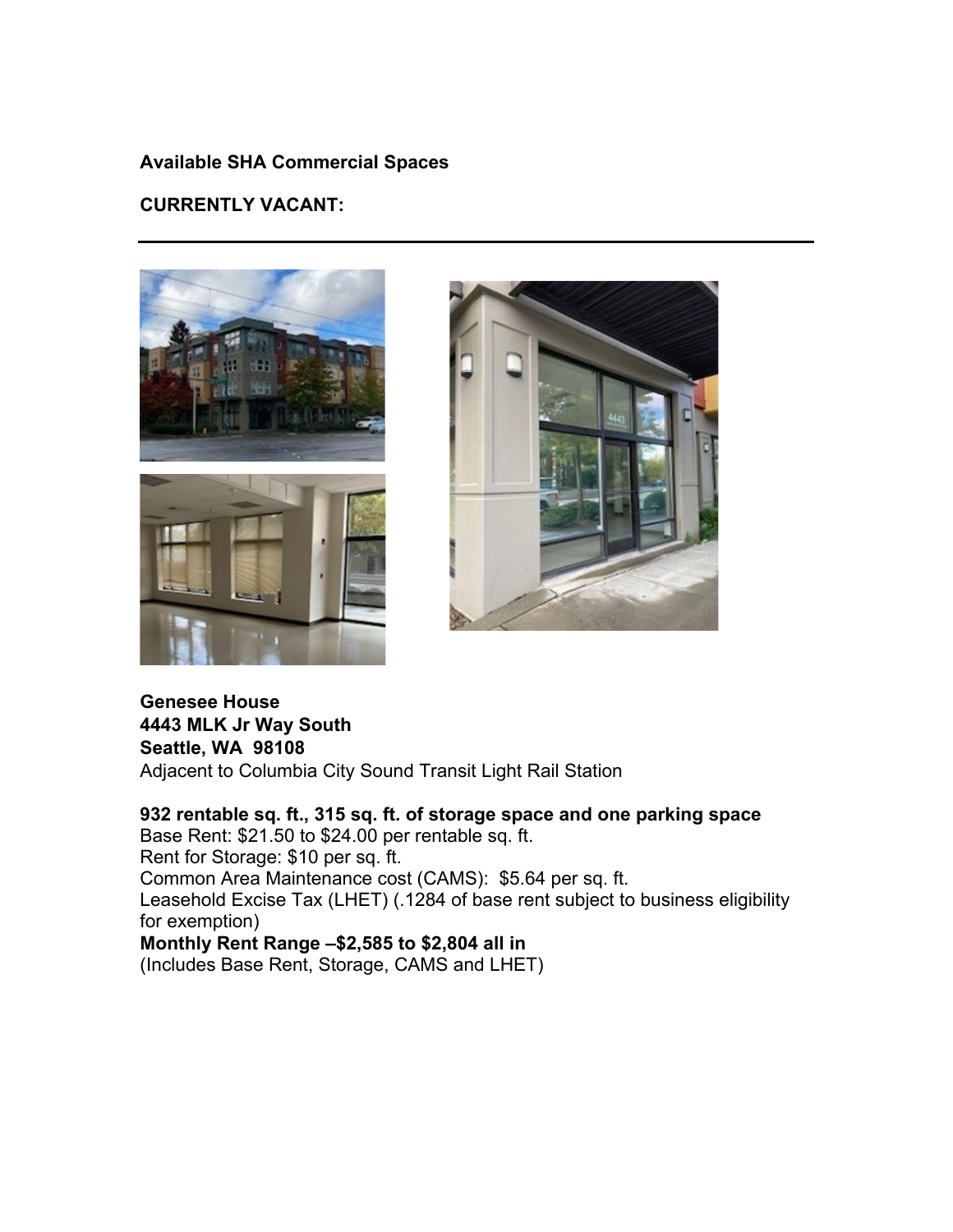**Available SHA Commercial Spaces**

**CURRENTLY VACANT:**

---

**Genesee House**
**4443 MLK Jr Way South**
**Seattle, WA 98108**
Adjacent to Columbia City Sound Transit Light Rail Station

**932 rentable sq. ft., 315 sq. ft. of storage space and one parking space**
Base Rent: $21.50 to $24.00 per rentable sq. ft.
Rent for Storage: $10 per sq. ft.
Common Area Maintenance cost (CAMS): $5.64 per sq. ft.
Leasehold Excise Tax (LHET) (.1284 of base rent subject to business eligibility for exemption)
**Monthly Rent Range –$2,585 to $2,804 all in**
(Includes Base Rent, Storage, CAMS and LHET)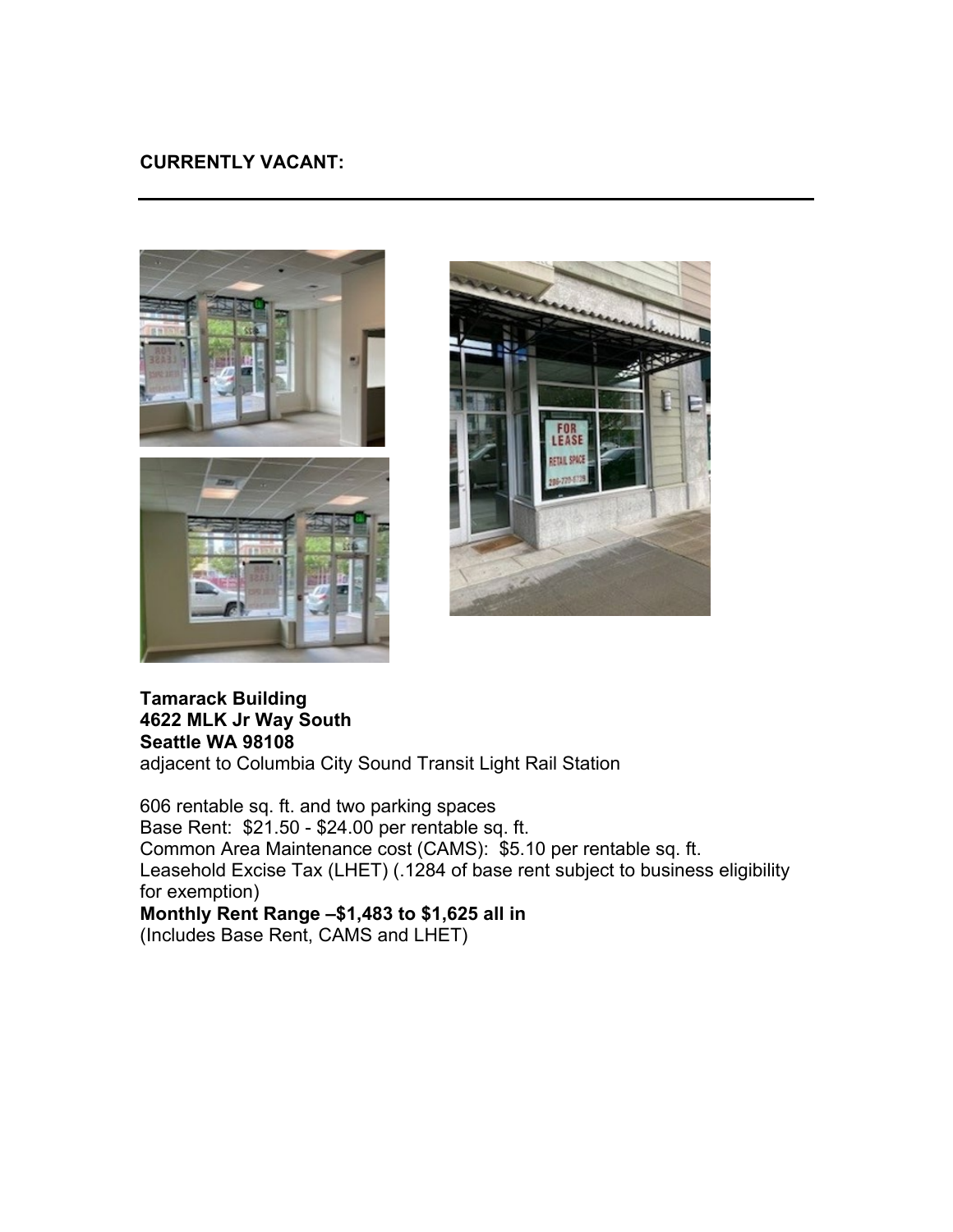**CURRENTLY VACANT:**

---

**Tamarack Building**
**4622 MLK Jr Way South**
**Seattle WA 98108**
adjacent to Columbia City Sound Transit Light Rail Station

606 rentable sq. ft. and two parking spaces
Base Rent: $21.50 - $24.00 per rentable sq. ft.
Common Area Maintenance cost (CAMS): $5.10 per rentable sq. ft.
Leasehold Excise Tax (LHET) (.1284 of base rent subject to business eligibility for exemption)
**Monthly Rent Range –$1,483 to $1,625 all in**
(Includes Base Rent, CAMS and LHET)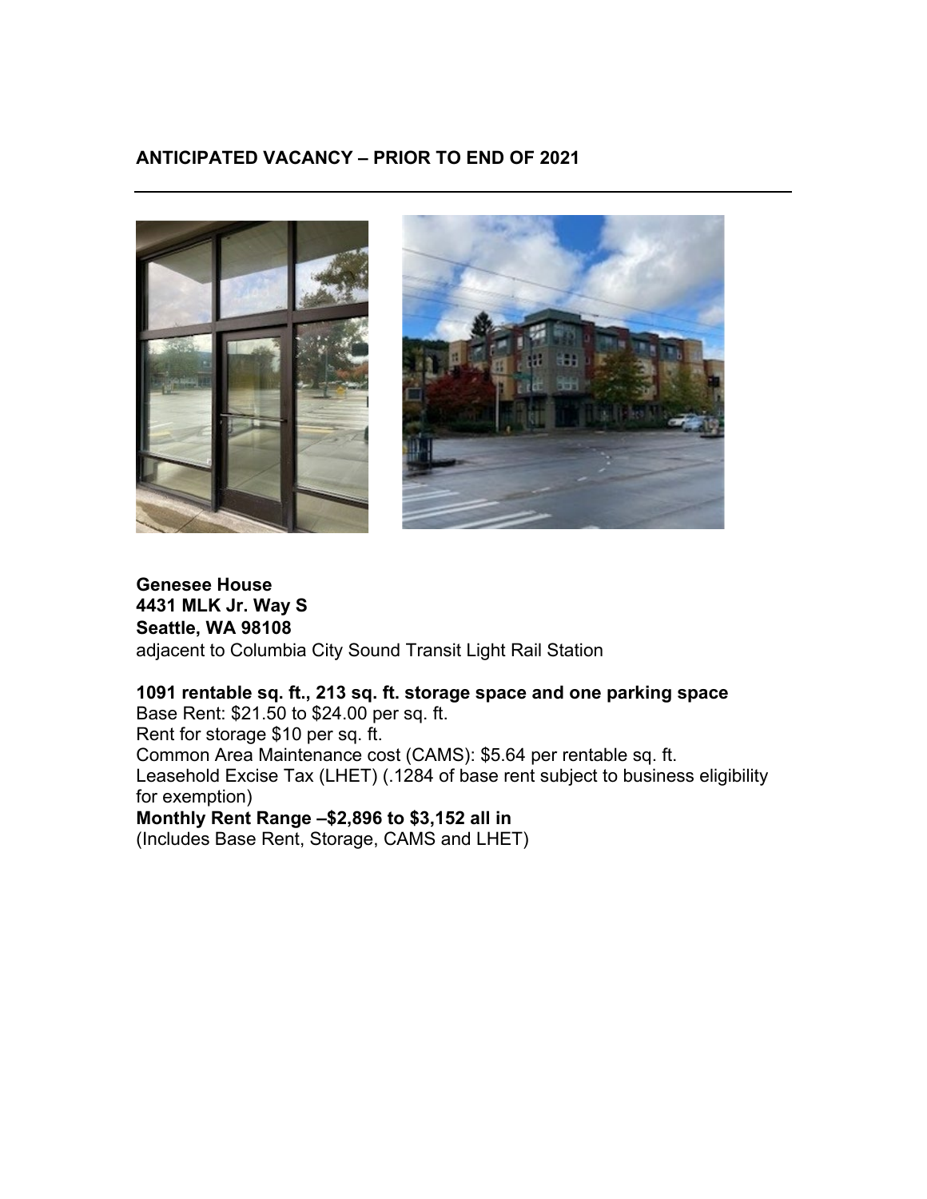## ANTICIPATED VACANCY – PRIOR TO END OF 2021

---

**Genesee House**
**4431 MLK Jr. Way S**
**Seattle, WA 98108**
adjacent to Columbia City Sound Transit Light Rail Station

**1091 rentable sq. ft., 213 sq. ft. storage space and one parking space**
Base Rent: $21.50 to $24.00 per sq. ft.
Rent for storage $10 per sq. ft.
Common Area Maintenance cost (CAMS): $5.64 per rentable sq. ft.
Leasehold Excise Tax (LHET) (.1284 of base rent subject to business eligibility for exemption)
**Monthly Rent Range –$2,896 to $3,152 all in**
(Includes Base Rent, Storage, CAMS and LHET)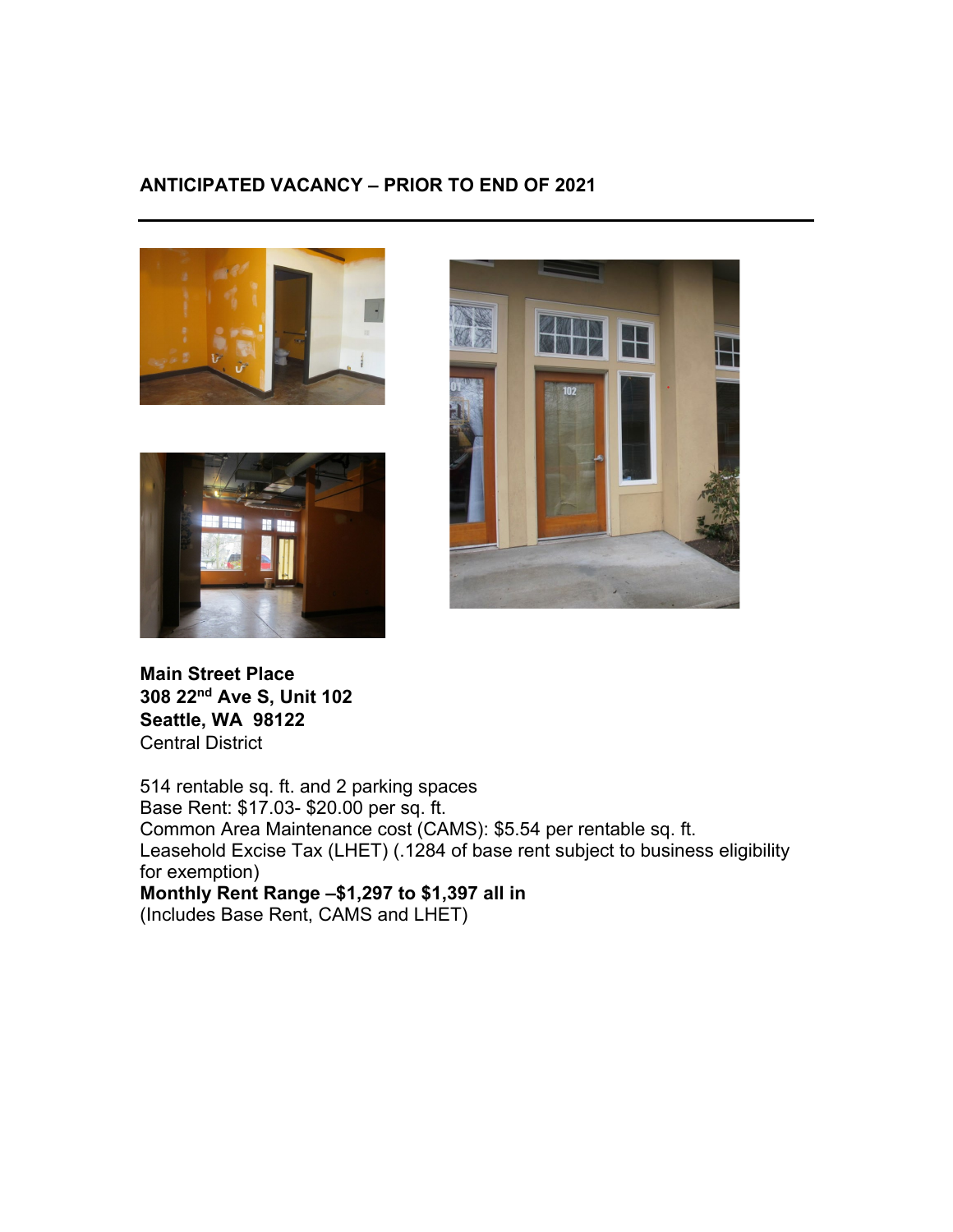## ANTICIPATED VACANCY – PRIOR TO END OF 2021

**Main Street Place**
**308 22nd Ave S, Unit 102**
**Seattle, WA 98122**
Central District

514 rentable sq. ft. and 2 parking spaces
Base Rent: $17.03- $20.00 per sq. ft.
Common Area Maintenance cost (CAMS): $5.54 per rentable sq. ft.
Leasehold Excise Tax (LHET) (.1284 of base rent subject to business eligibility for exemption)
**Monthly Rent Range –$1,297 to $1,397 all in**
(Includes Base Rent, CAMS and LHET)